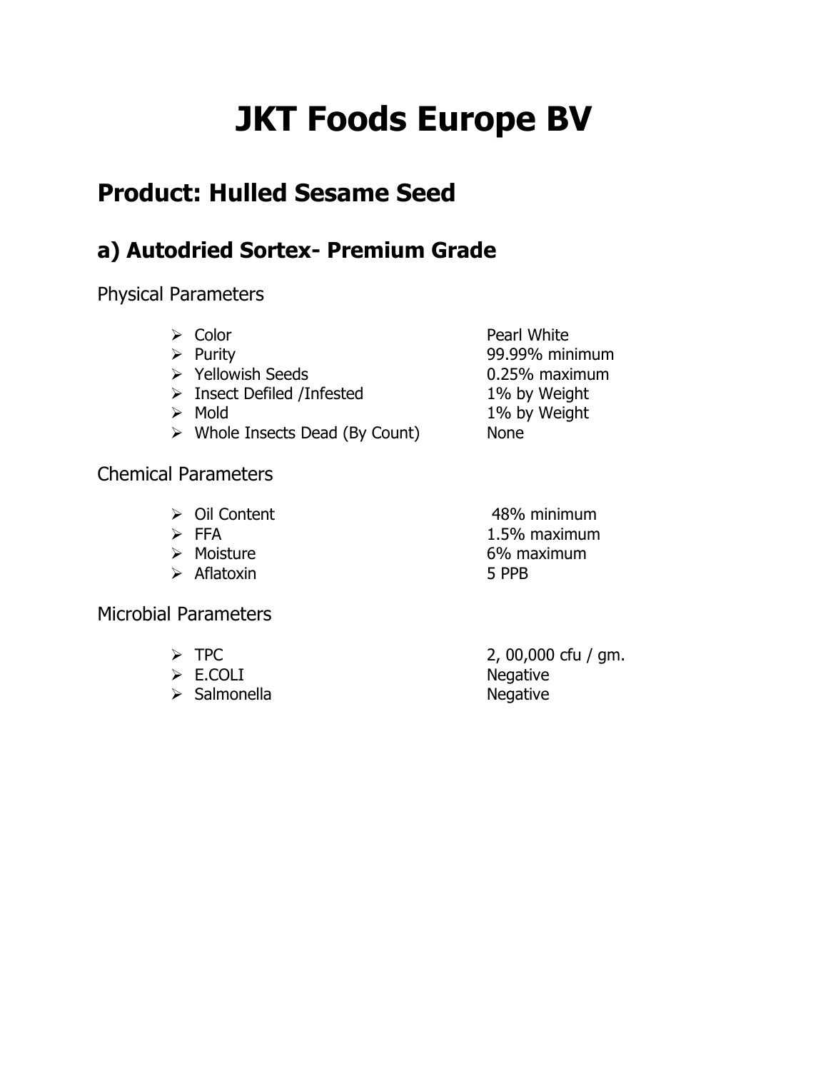# JKT Foods Europe BV

## Product: Hulled Sesame Seed

## a) Autodried Sortex- Premium Grade

Physical Parameters

- Color — Pearl White
- Purity — 99.99% minimum
- Yellowish Seeds — 0.25% maximum
- Insect Defiled /Infested — 1% by Weight
- Mold — 1% by Weight
- Whole Insects Dead (By Count) — None

Chemical Parameters

- Oil Content — 48% minimum
- FFA — 1.5% maximum
- Moisture — 6% maximum
- Aflatoxin — 5 PPB

Microbial Parameters

- TPC — 2, 00,000 cfu / gm.
- E.COLI — Negative
- Salmonella — Negative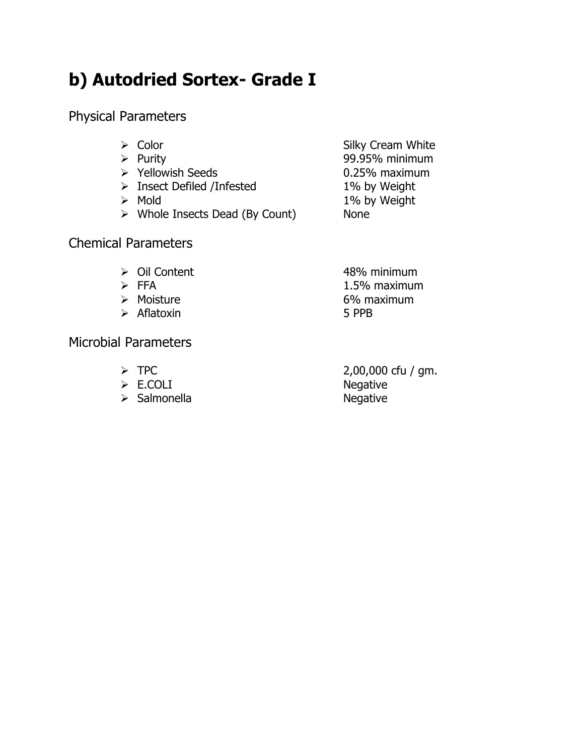## b) Autodried Sortex- Grade I

### Physical Parameters

- Color — Silky Cream White
- Purity — 99.95% minimum
- Yellowish Seeds — 0.25% maximum
- Insect Defiled /Infested — 1% by Weight
- Mold — 1% by Weight
- Whole Insects Dead (By Count) — None

### Chemical Parameters

- Oil Content — 48% minimum
- FFA — 1.5% maximum
- Moisture — 6% maximum
- Aflatoxin — 5 PPB

### Microbial Parameters

- TPC — 2,00,000 cfu / gm.
- E.COLI — Negative
- Salmonella — Negative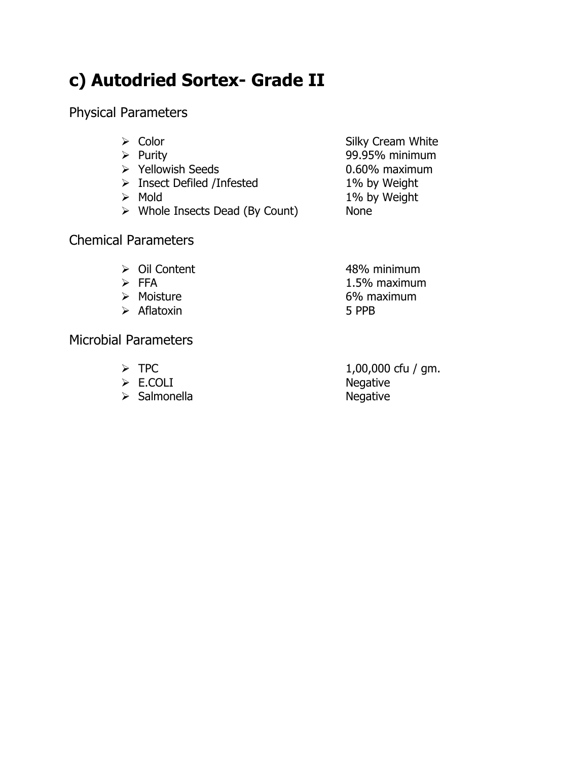# c) Autodried Sortex- Grade II

## Physical Parameters

| | |
|---|---|
| Color | Silky Cream White |
| Purity | 99.95% minimum |
| Yellowish Seeds | 0.60% maximum |
| Insect Defiled /Infested | 1% by Weight |
| Mold | 1% by Weight |
| Whole Insects Dead (By Count) | None |

## Chemical Parameters

| | |
|---|---|
| Oil Content | 48% minimum |
| FFA | 1.5% maximum |
| Moisture | 6% maximum |
| Aflatoxin | 5 PPB |

## Microbial Parameters

| | |
|---|---|
| TPC | 1,00,000 cfu / gm. |
| E.COLI | Negative |
| Salmonella | Negative |